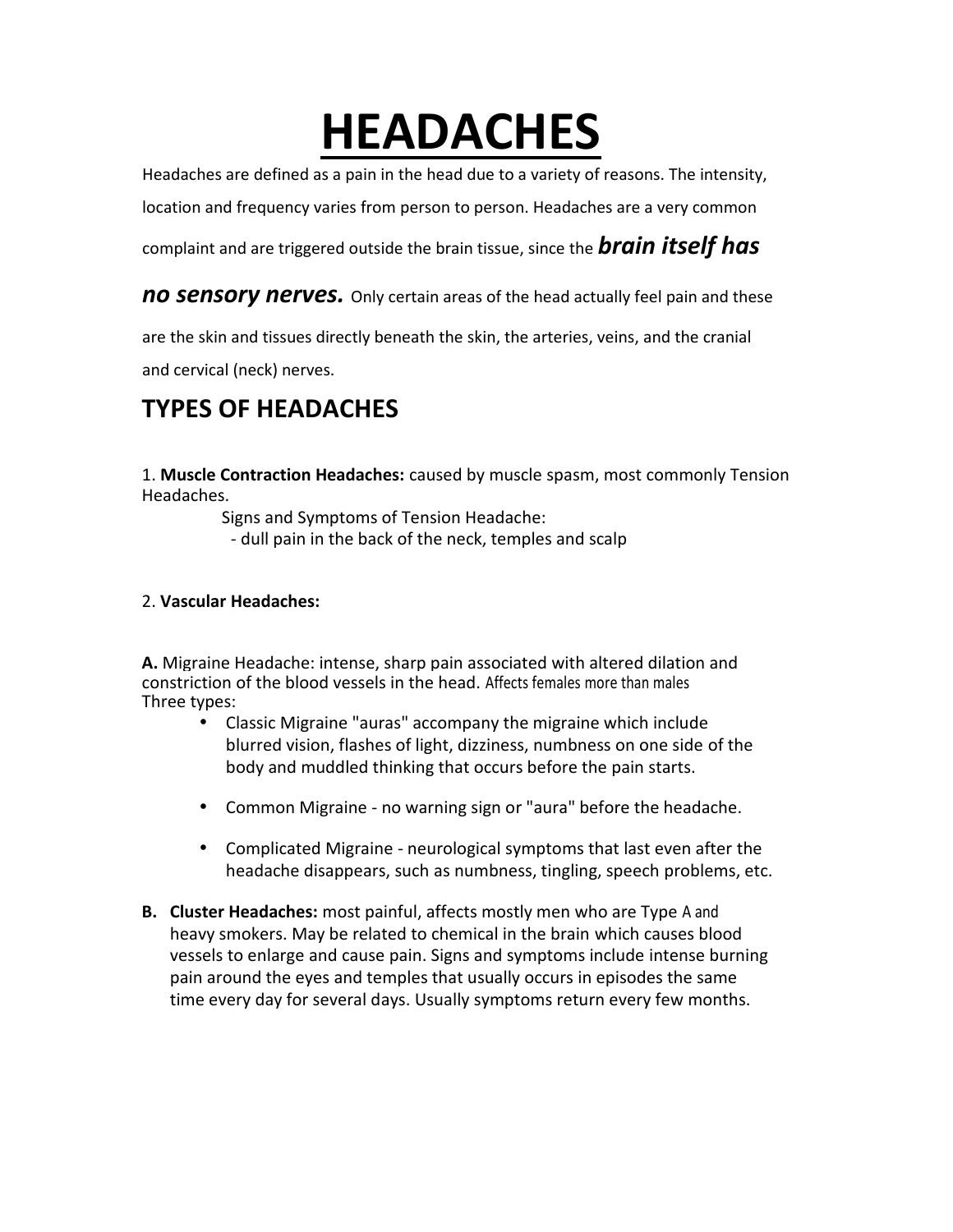# HEADACHES

Headaches are defined as a pain in the head due to a variety of reasons. The intensity, location and frequency varies from person to person. Headaches are a very common complaint and are triggered outside the brain tissue, since the ***brain itself has no sensory nerves.*** Only certain areas of the head actually feel pain and these are the skin and tissues directly beneath the skin, the arteries, veins, and the cranial and cervical (neck) nerves.

## TYPES OF HEADACHES

1. **Muscle Contraction Headaches:** caused by muscle spasm, most commonly Tension Headaches.

Signs and Symptoms of Tension Headache:

- dull pain in the back of the neck, temples and scalp

2. **Vascular Headaches:**

**A.** Migraine Headache: intense, sharp pain associated with altered dilation and constriction of the blood vessels in the head. Affects females more than males

Three types:

- Classic Migraine "auras" accompany the migraine which include blurred vision, flashes of light, dizziness, numbness on one side of the body and muddled thinking that occurs before the pain starts.
- Common Migraine - no warning sign or "aura" before the headache.
- Complicated Migraine - neurological symptoms that last even after the headache disappears, such as numbness, tingling, speech problems, etc.

**B. Cluster Headaches:** most painful, affects mostly men who are Type A and heavy smokers. May be related to chemical in the brain which causes blood vessels to enlarge and cause pain. Signs and symptoms include intense burning pain around the eyes and temples that usually occurs in episodes the same time every day for several days. Usually symptoms return every few months.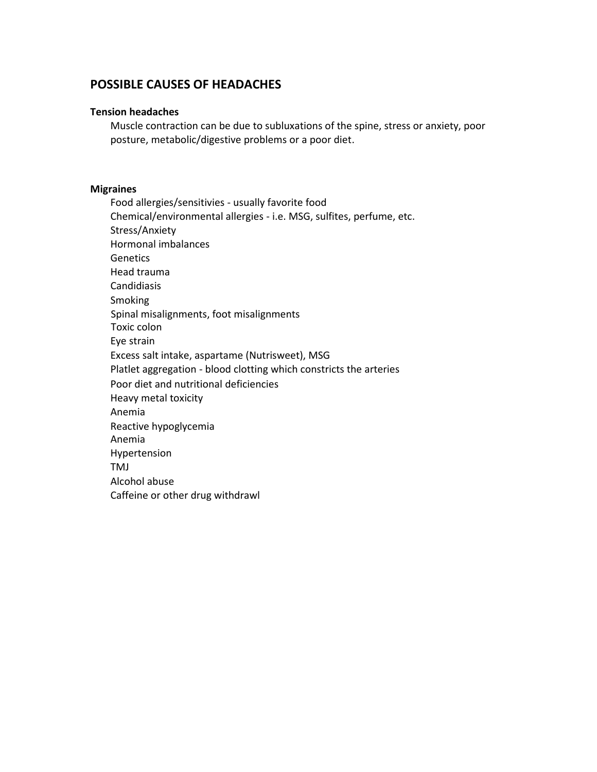## POSSIBLE CAUSES OF HEADACHES

### Tension headaches

Muscle contraction can be due to subluxations of the spine, stress or anxiety, poor posture, metabolic/digestive problems or a poor diet.

### Migraines

- Food allergies/sensitivies - usually favorite food
- Chemical/environmental allergies - i.e. MSG, sulfites, perfume, etc.
- Stress/Anxiety
- Hormonal imbalances
- Genetics
- Head trauma
- Candidiasis
- Smoking
- Spinal misalignments, foot misalignments
- Toxic colon
- Eye strain
- Excess salt intake, aspartame (Nutrisweet), MSG
- Platlet aggregation - blood clotting which constricts the arteries
- Poor diet and nutritional deficiencies
- Heavy metal toxicity
- Anemia
- Reactive hypoglycemia
- Anemia
- Hypertension
- TMJ
- Alcohol abuse
- Caffeine or other drug withdrawl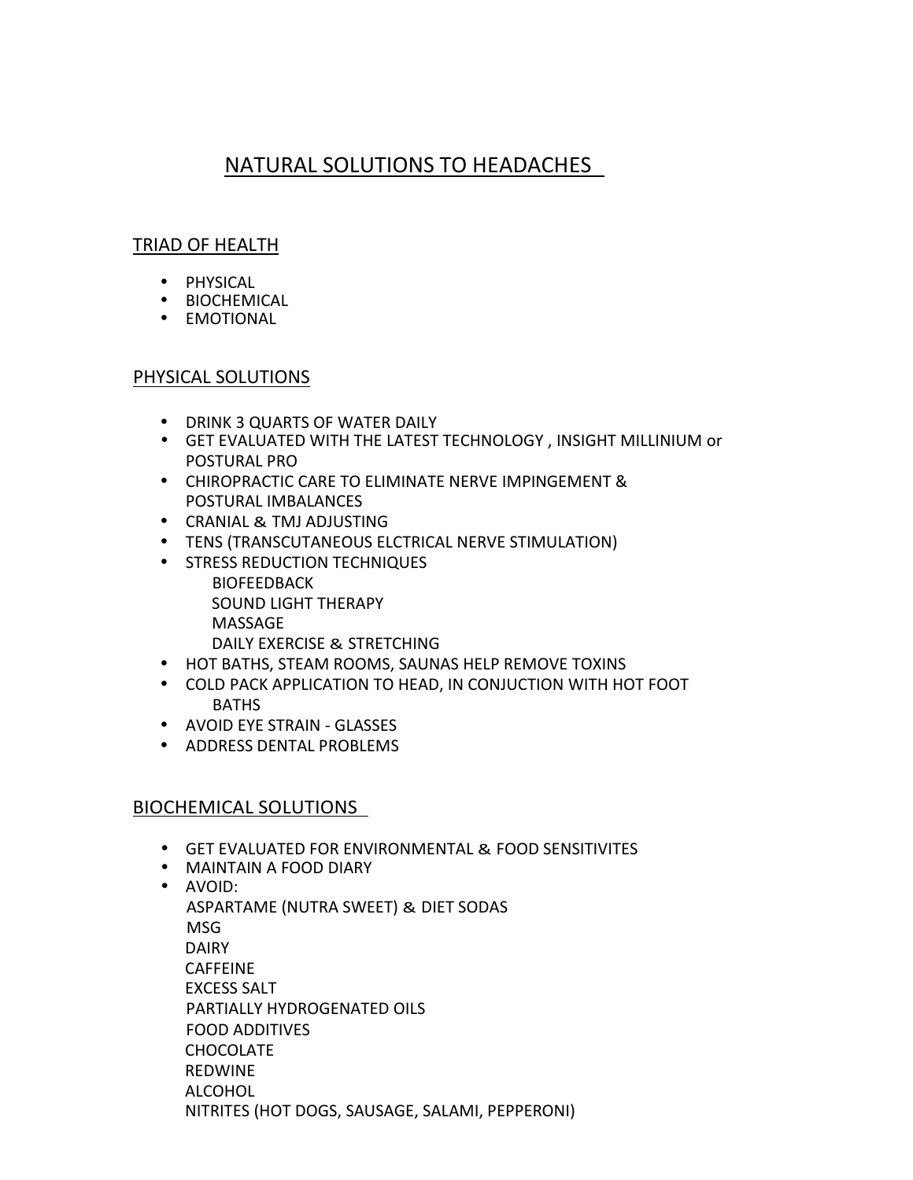# NATURAL SOLUTIONS TO HEADACHES

## TRIAD OF HEALTH

- PHYSICAL
- BIOCHEMICAL
- EMOTIONAL

## PHYSICAL SOLUTIONS

- DRINK 3 QUARTS OF WATER DAILY
- GET EVALUATED WITH THE LATEST TECHNOLOGY , INSIGHT MILLINIUM or POSTURAL PRO
- CHIROPRACTIC CARE TO ELIMINATE NERVE IMPINGEMENT & POSTURAL IMBALANCES
- CRANIAL & TMJ ADJUSTING
- TENS (TRANSCUTANEOUS ELCTRICAL NERVE STIMULATION)
- STRESS REDUCTION TECHNIQUES
  - BIOFEEDBACK
  - SOUND LIGHT THERAPY
  - MASSAGE
  - DAILY EXERCISE & STRETCHING
- HOT BATHS, STEAM ROOMS, SAUNAS HELP REMOVE TOXINS
- COLD PACK APPLICATION TO HEAD, IN CONJUCTION WITH HOT FOOT BATHS
- AVOID EYE STRAIN - GLASSES
- ADDRESS DENTAL PROBLEMS

## BIOCHEMICAL SOLUTIONS

- GET EVALUATED FOR ENVIRONMENTAL & FOOD SENSITIVITES
- MAINTAIN A FOOD DIARY
- AVOID:
  - ASPARTAME (NUTRA SWEET) & DIET SODAS
  - MSG
  - DAIRY
  - CAFFEINE
  - EXCESS SALT
  - PARTIALLY HYDROGENATED OILS
  - FOOD ADDITIVES
  - CHOCOLATE
  - REDWINE
  - ALCOHOL
  - NITRITES (HOT DOGS, SAUSAGE, SALAMI, PEPPERONI)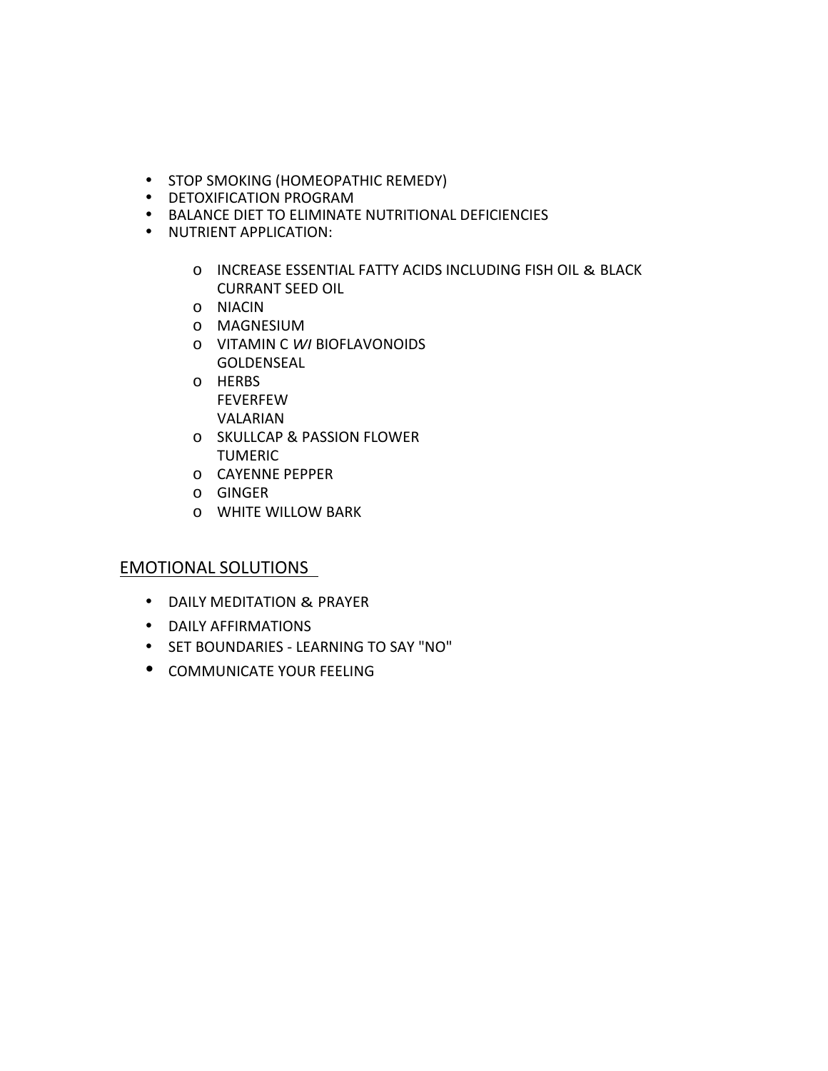- STOP SMOKING (HOMEOPATHIC REMEDY)
- DETOXIFICATION PROGRAM
- BALANCE DIET TO ELIMINATE NUTRITIONAL DEFICIENCIES
- NUTRIENT APPLICATION:
    - INCREASE ESSENTIAL FATTY ACIDS INCLUDING FISH OIL & BLACK CURRANT SEED OIL
    - NIACIN
    - MAGNESIUM
    - VITAMIN C *W/* BIOFLAVONOIDS
      GOLDENSEAL
    - HERBS
      FEVERFEW
      VALARIAN
    - SKULLCAP & PASSION FLOWER
      TUMERIC
    - CAYENNE PEPPER
    - GINGER
    - WHITE WILLOW BARK

## EMOTIONAL SOLUTIONS

- DAILY MEDITATION & PRAYER
- DAILY AFFIRMATIONS
- SET BOUNDARIES - LEARNING TO SAY "NO"
- COMMUNICATE YOUR FEELING